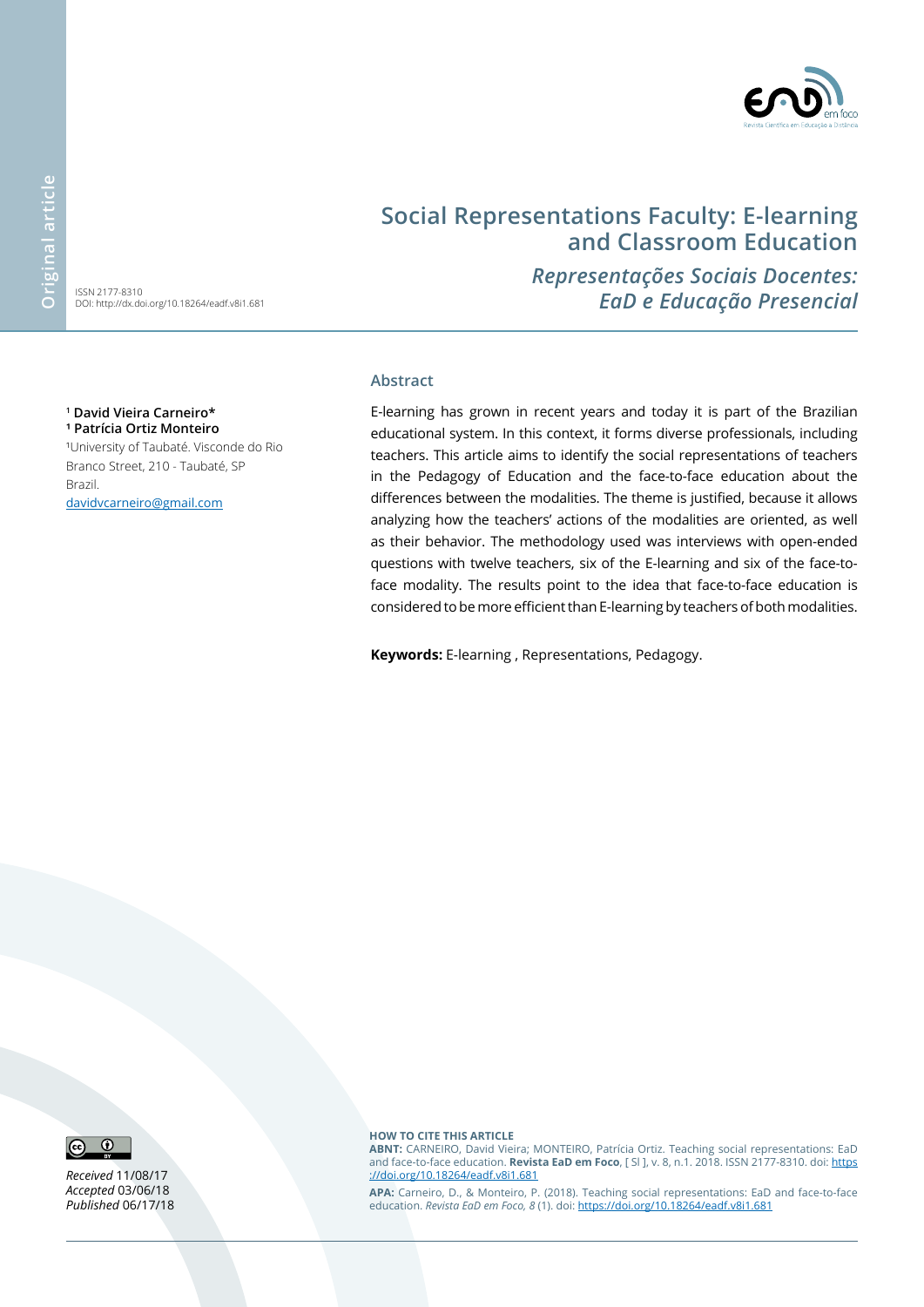Original article

ISSN 2177-8310
DOI: http://dx.doi.org/10.18264/eadf.v8i1.681

# Social Representations Faculty: E-learning and Classroom Education

## *Representações Sociais Docentes: EaD e Educação Presencial*

[1] **David Vieira Carneiro***
[1] **Patrícia Ortiz Monteiro**
[1]University of Taubaté. Visconde do Rio Branco Street, 210 - Taubaté, SP Brazil.
davidvcarneiro@gmail.com

### Abstract

E-learning has grown in recent years and today it is part of the Brazilian educational system. In this context, it forms diverse professionals, including teachers. This article aims to identify the social representations of teachers in the Pedagogy of Education and the face-to-face education about the differences between the modalities. The theme is justified, because it allows analyzing how the teachers' actions of the modalities are oriented, as well as their behavior. The methodology used was interviews with open-ended questions with twelve teachers, six of the E-learning and six of the face-to-face modality. The results point to the idea that face-to-face education is considered to be more efficient than E-learning by teachers of both modalities.

**Keywords:** E-learning , Representations, Pedagogy.

*Received* 11/08/17
*Accepted* 03/06/18
*Published* 06/17/18

**HOW TO CITE THIS ARTICLE**

**ABNT:** CARNEIRO, David Vieira; MONTEIRO, Patrícia Ortiz. Teaching social representations: EaD and face-to-face education. **Revista EaD em Foco**, [ Sl ], v. 8, n.1. 2018. ISSN 2177-8310. doi: https ://doi.org/10.18264/eadf.v8i1.681

**APA:** Carneiro, D., & Monteiro, P. (2018). Teaching social representations: EaD and face-to-face education. *Revista EaD em Foco, 8* (1). doi: https://doi.org/10.18264/eadf.v8i1.681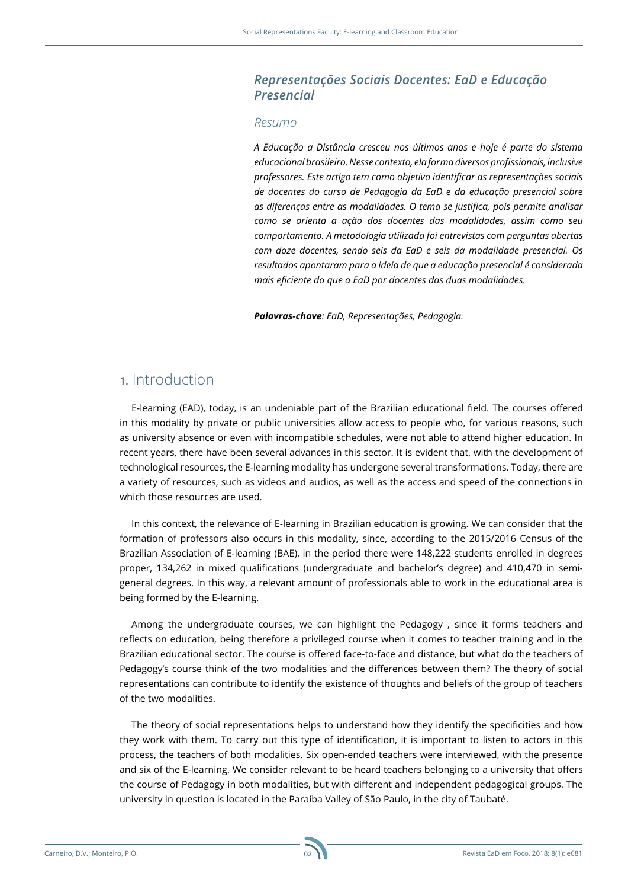## *Representações Sociais Docentes: EaD e Educação Presencial*

### *Resumo*

*A Educação a Distância cresceu nos últimos anos e hoje é parte do sistema educacional brasileiro. Nesse contexto, ela forma diversos profissionais, inclusive professores. Este artigo tem como objetivo identificar as representações sociais de docentes do curso de Pedagogia da EaD e da educação presencial sobre as diferenças entre as modalidades. O tema se justifica, pois permite analisar como se orienta a ação dos docentes das modalidades, assim como seu comportamento. A metodologia utilizada foi entrevistas com perguntas abertas com doze docentes, sendo seis da EaD e seis da modalidade presencial. Os resultados apontaram para a ideia de que a educação presencial é considerada mais eficiente do que a EaD por docentes das duas modalidades.*

***Palavras-chave**: EaD, Representações, Pedagogia.*

# 1. Introduction

E-learning (EAD), today, is an undeniable part of the Brazilian educational field. The courses offered in this modality by private or public universities allow access to people who, for various reasons, such as university absence or even with incompatible schedules, were not able to attend higher education. In recent years, there have been several advances in this sector. It is evident that, with the development of technological resources, the E-learning modality has undergone several transformations. Today, there are a variety of resources, such as videos and audios, as well as the access and speed of the connections in which those resources are used.

In this context, the relevance of E-learning in Brazilian education is growing. We can consider that the formation of professors also occurs in this modality, since, according to the 2015/2016 Census of the Brazilian Association of E-learning (BAE), in the period there were 148,222 students enrolled in degrees proper, 134,262 in mixed qualifications (undergraduate and bachelor's degree) and 410,470 in semi-general degrees. In this way, a relevant amount of professionals able to work in the educational area is being formed by the E-learning.

Among the undergraduate courses, we can highlight the Pedagogy , since it forms teachers and reflects on education, being therefore a privileged course when it comes to teacher training and in the Brazilian educational sector. The course is offered face-to-face and distance, but what do the teachers of Pedagogy's course think of the two modalities and the differences between them? The theory of social representations can contribute to identify the existence of thoughts and beliefs of the group of teachers of the two modalities.

The theory of social representations helps to understand how they identify the specificities and how they work with them. To carry out this type of identification, it is important to listen to actors in this process, the teachers of both modalities. Six open-ended teachers were interviewed, with the presence and six of the E-learning. We consider relevant to be heard teachers belonging to a university that offers the course of Pedagogy in both modalities, but with different and independent pedagogical groups. The university in question is located in the Paraíba Valley of São Paulo, in the city of Taubaté.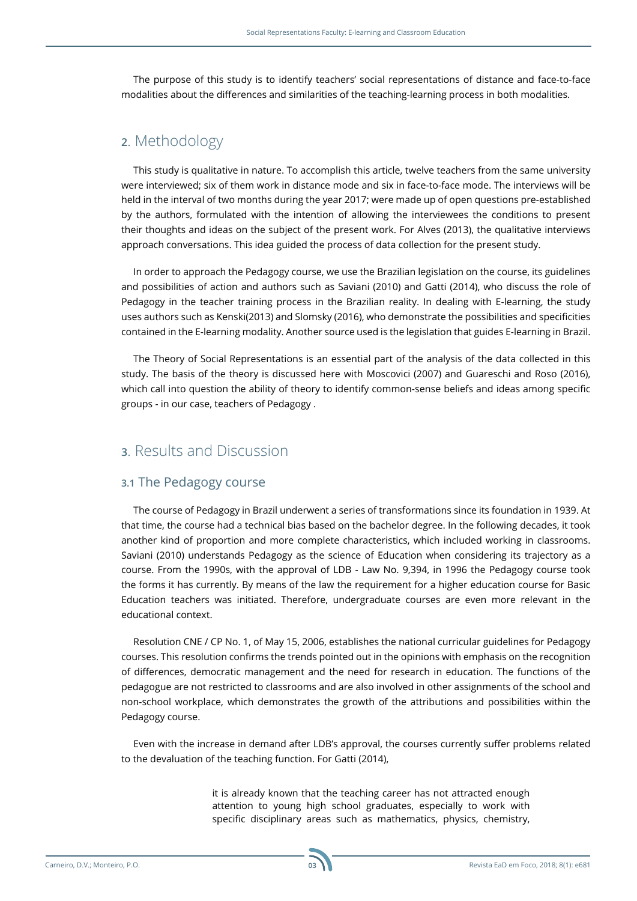The purpose of this study is to identify teachers' social representations of distance and face-to-face modalities about the differences and similarities of the teaching-learning process in both modalities.

## 2. Methodology

This study is qualitative in nature. To accomplish this article, twelve teachers from the same university were interviewed; six of them work in distance mode and six in face-to-face mode. The interviews will be held in the interval of two months during the year 2017; were made up of open questions pre-established by the authors, formulated with the intention of allowing the interviewees the conditions to present their thoughts and ideas on the subject of the present work. For Alves (2013), the qualitative interviews approach conversations. This idea guided the process of data collection for the present study.

In order to approach the Pedagogy course, we use the Brazilian legislation on the course, its guidelines and possibilities of action and authors such as Saviani (2010) and Gatti (2014), who discuss the role of Pedagogy in the teacher training process in the Brazilian reality. In dealing with E-learning, the study uses authors such as Kenski(2013) and Slomsky (2016), who demonstrate the possibilities and specificities contained in the E-learning modality. Another source used is the legislation that guides E-learning in Brazil.

The Theory of Social Representations is an essential part of the analysis of the data collected in this study. The basis of the theory is discussed here with Moscovici (2007) and Guareschi and Roso (2016), which call into question the ability of theory to identify common-sense beliefs and ideas among specific groups - in our case, teachers of Pedagogy .

## 3. Results and Discussion

### 3.1 The Pedagogy course

The course of Pedagogy in Brazil underwent a series of transformations since its foundation in 1939. At that time, the course had a technical bias based on the bachelor degree. In the following decades, it took another kind of proportion and more complete characteristics, which included working in classrooms. Saviani (2010) understands Pedagogy as the science of Education when considering its trajectory as a course. From the 1990s, with the approval of LDB - Law No. 9,394, in 1996 the Pedagogy course took the forms it has currently. By means of the law the requirement for a higher education course for Basic Education teachers was initiated. Therefore, undergraduate courses are even more relevant in the educational context.

Resolution CNE / CP No. 1, of May 15, 2006, establishes the national curricular guidelines for Pedagogy courses. This resolution confirms the trends pointed out in the opinions with emphasis on the recognition of differences, democratic management and the need for research in education. The functions of the pedagogue are not restricted to classrooms and are also involved in other assignments of the school and non-school workplace, which demonstrates the growth of the attributions and possibilities within the Pedagogy course.

Even with the increase in demand after LDB's approval, the courses currently suffer problems related to the devaluation of the teaching function. For Gatti (2014),

> it is already known that the teaching career has not attracted enough attention to young high school graduates, especially to work with specific disciplinary areas such as mathematics, physics, chemistry,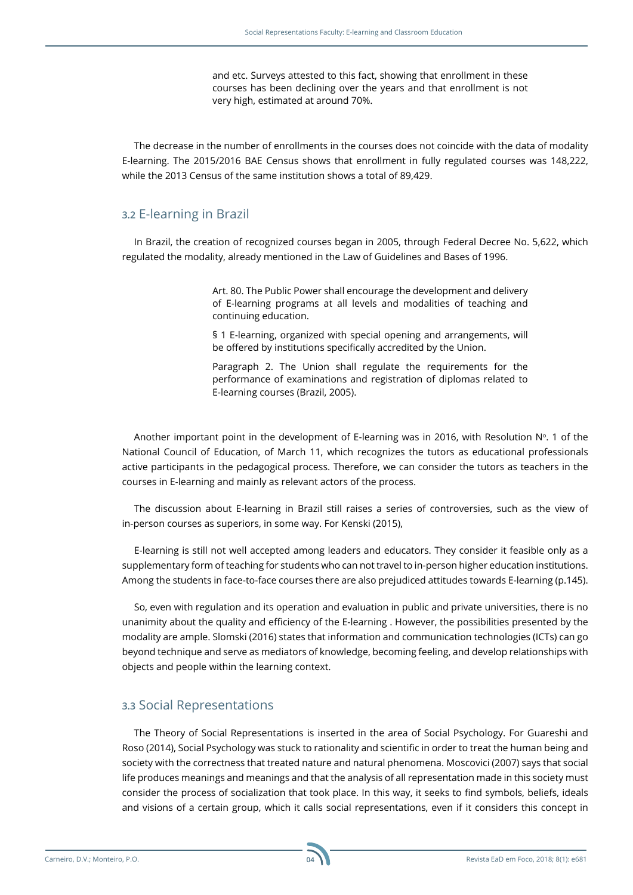> and etc. Surveys attested to this fact, showing that enrollment in these courses has been declining over the years and that enrollment is not very high, estimated at around 70%.

The decrease in the number of enrollments in the courses does not coincide with the data of modality E-learning. The 2015/2016 BAE Census shows that enrollment in fully regulated courses was 148,222, while the 2013 Census of the same institution shows a total of 89,429.

## 3.2 E-learning in Brazil

In Brazil, the creation of recognized courses began in 2005, through Federal Decree No. 5,622, which regulated the modality, already mentioned in the Law of Guidelines and Bases of 1996.

> Art. 80. The Public Power shall encourage the development and delivery of E-learning programs at all levels and modalities of teaching and continuing education.
>
> § 1 E-learning, organized with special opening and arrangements, will be offered by institutions specifically accredited by the Union.
>
> Paragraph 2. The Union shall regulate the requirements for the performance of examinations and registration of diplomas related to E-learning courses (Brazil, 2005).

Another important point in the development of E-learning was in 2016, with Resolution Nº. 1 of the National Council of Education, of March 11, which recognizes the tutors as educational professionals active participants in the pedagogical process. Therefore, we can consider the tutors as teachers in the courses in E-learning and mainly as relevant actors of the process.

The discussion about E-learning in Brazil still raises a series of controversies, such as the view of in-person courses as superiors, in some way. For Kenski (2015),

E-learning is still not well accepted among leaders and educators. They consider it feasible only as a supplementary form of teaching for students who can not travel to in-person higher education institutions. Among the students in face-to-face courses there are also prejudiced attitudes towards E-learning (p.145).

So, even with regulation and its operation and evaluation in public and private universities, there is no unanimity about the quality and efficiency of the E-learning . However, the possibilities presented by the modality are ample. Slomski (2016) states that information and communication technologies (ICTs) can go beyond technique and serve as mediators of knowledge, becoming feeling, and develop relationships with objects and people within the learning context.

## 3.3 Social Representations

The Theory of Social Representations is inserted in the area of Social Psychology. For Guareshi and Roso (2014), Social Psychology was stuck to rationality and scientific in order to treat the human being and society with the correctness that treated nature and natural phenomena. Moscovici (2007) says that social life produces meanings and meanings and that the analysis of all representation made in this society must consider the process of socialization that took place. In this way, it seeks to find symbols, beliefs, ideals and visions of a certain group, which it calls social representations, even if it considers this concept in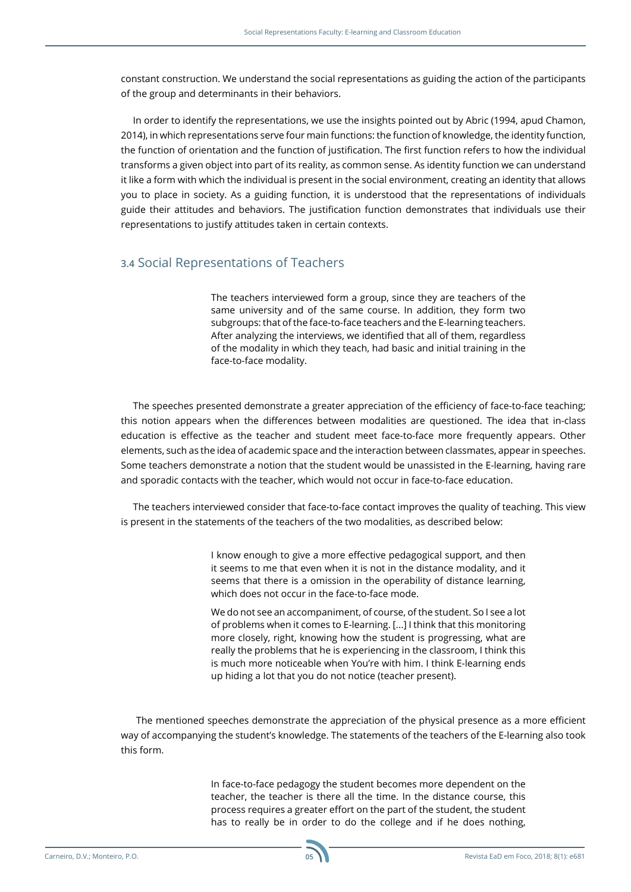constant construction. We understand the social representations as guiding the action of the participants of the group and determinants in their behaviors.

In order to identify the representations, we use the insights pointed out by Abric (1994, apud Chamon, 2014), in which representations serve four main functions: the function of knowledge, the identity function, the function of orientation and the function of justification. The first function refers to how the individual transforms a given object into part of its reality, as common sense. As identity function we can understand it like a form with which the individual is present in the social environment, creating an identity that allows you to place in society. As a guiding function, it is understood that the representations of individuals guide their attitudes and behaviors. The justification function demonstrates that individuals use their representations to justify attitudes taken in certain contexts.

## 3.4 Social Representations of Teachers

> The teachers interviewed form a group, since they are teachers of the same university and of the same course. In addition, they form two subgroups: that of the face-to-face teachers and the E-learning teachers. After analyzing the interviews, we identified that all of them, regardless of the modality in which they teach, had basic and initial training in the face-to-face modality.

The speeches presented demonstrate a greater appreciation of the efficiency of face-to-face teaching; this notion appears when the differences between modalities are questioned. The idea that in-class education is effective as the teacher and student meet face-to-face more frequently appears. Other elements, such as the idea of academic space and the interaction between classmates, appear in speeches. Some teachers demonstrate a notion that the student would be unassisted in the E-learning, having rare and sporadic contacts with the teacher, which would not occur in face-to-face education.

The teachers interviewed consider that face-to-face contact improves the quality of teaching. This view is present in the statements of the teachers of the two modalities, as described below:

> I know enough to give a more effective pedagogical support, and then it seems to me that even when it is not in the distance modality, and it seems that there is a omission in the operability of distance learning, which does not occur in the face-to-face mode.
>
> We do not see an accompaniment, of course, of the student. So I see a lot of problems when it comes to E-learning. [...] I think that this monitoring more closely, right, knowing how the student is progressing, what are really the problems that he is experiencing in the classroom, I think this is much more noticeable when You're with him. I think E-learning ends up hiding a lot that you do not notice (teacher present).

The mentioned speeches demonstrate the appreciation of the physical presence as a more efficient way of accompanying the student's knowledge. The statements of the teachers of the E-learning also took this form.

> In face-to-face pedagogy the student becomes more dependent on the teacher, the teacher is there all the time. In the distance course, this process requires a greater effort on the part of the student, the student has to really be in order to do the college and if he does nothing,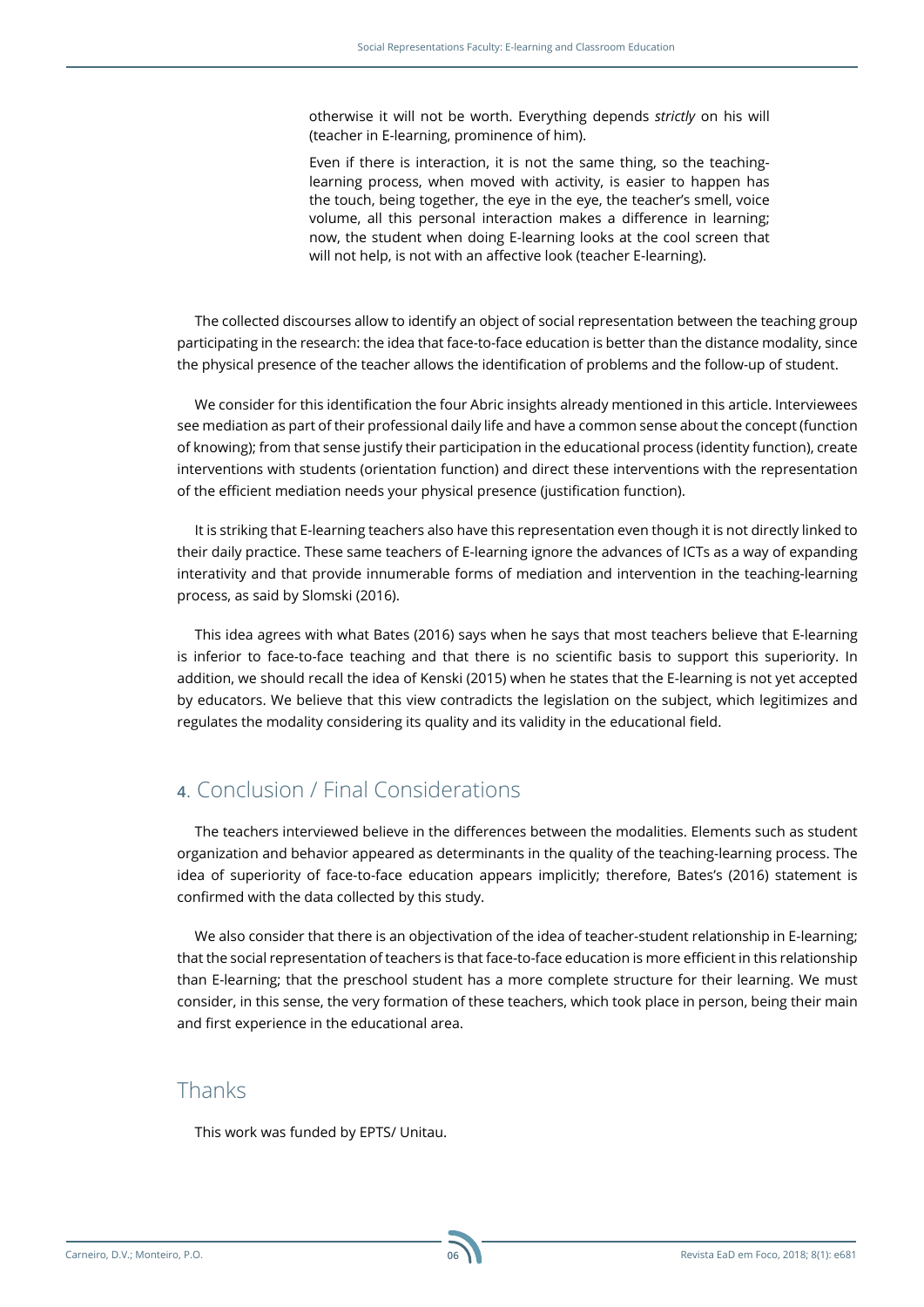> otherwise it will not be worth. Everything depends *strictly* on his will (teacher in E-learning, prominence of him).
>
> Even if there is interaction, it is not the same thing, so the teaching-learning process, when moved with activity, is easier to happen has the touch, being together, the eye in the eye, the teacher's smell, voice volume, all this personal interaction makes a difference in learning; now, the student when doing E-learning looks at the cool screen that will not help, is not with an affective look (teacher E-learning).

The collected discourses allow to identify an object of social representation between the teaching group participating in the research: the idea that face-to-face education is better than the distance modality, since the physical presence of the teacher allows the identification of problems and the follow-up of student.

We consider for this identification the four Abric insights already mentioned in this article. Interviewees see mediation as part of their professional daily life and have a common sense about the concept (function of knowing); from that sense justify their participation in the educational process (identity function), create interventions with students (orientation function) and direct these interventions with the representation of the efficient mediation needs your physical presence (justification function).

It is striking that E-learning teachers also have this representation even though it is not directly linked to their daily practice. These same teachers of E-learning ignore the advances of ICTs as a way of expanding interativity and that provide innumerable forms of mediation and intervention in the teaching-learning process, as said by Slomski (2016).

This idea agrees with what Bates (2016) says when he says that most teachers believe that E-learning is inferior to face-to-face teaching and that there is no scientific basis to support this superiority. In addition, we should recall the idea of Kenski (2015) when he states that the E-learning is not yet accepted by educators. We believe that this view contradicts the legislation on the subject, which legitimizes and regulates the modality considering its quality and its validity in the educational field.

## 4. Conclusion / Final Considerations

The teachers interviewed believe in the differences between the modalities. Elements such as student organization and behavior appeared as determinants in the quality of the teaching-learning process. The idea of superiority of face-to-face education appears implicitly; therefore, Bates's (2016) statement is confirmed with the data collected by this study.

We also consider that there is an objectivation of the idea of teacher-student relationship in E-learning; that the social representation of teachers is that face-to-face education is more efficient in this relationship than E-learning; that the preschool student has a more complete structure for their learning. We must consider, in this sense, the very formation of these teachers, which took place in person, being their main and first experience in the educational area.

## Thanks

This work was funded by EPTS/ Unitau.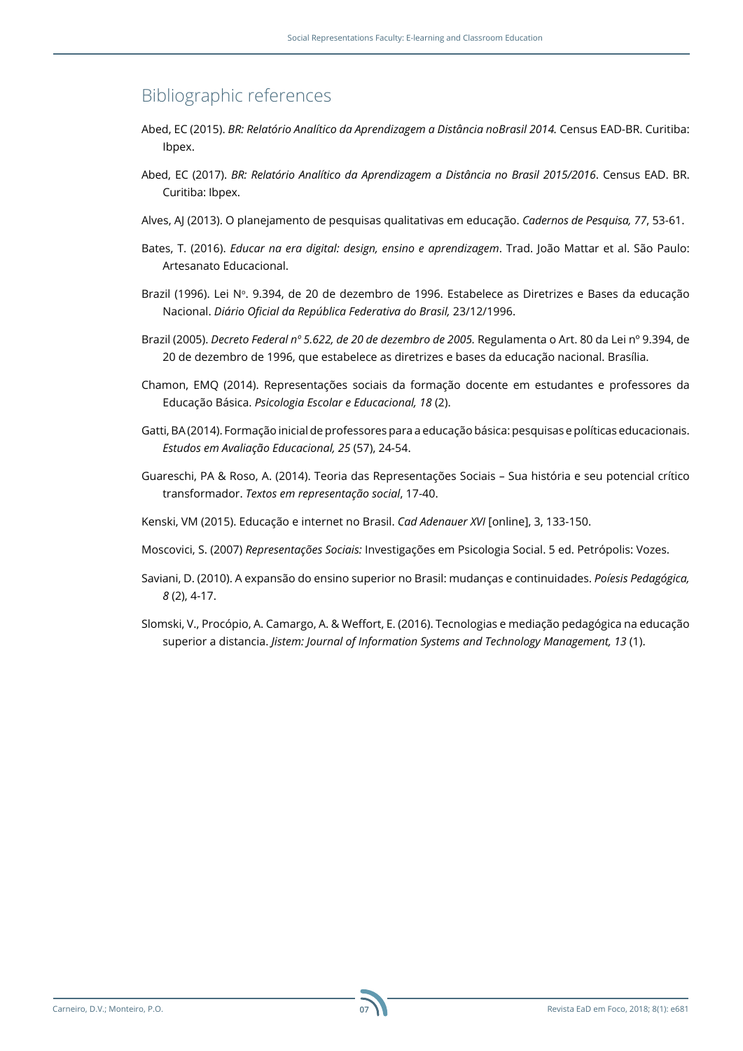## Bibliographic references

Abed, EC (2015). *BR: Relatório Analítico da Aprendizagem a Distância noBrasil 2014.* Census EAD-BR. Curitiba: Ibpex.

Abed, EC (2017). *BR: Relatório Analítico da Aprendizagem a Distância no Brasil 2015/2016*. Census EAD. BR. Curitiba: Ibpex.

Alves, AJ (2013). O planejamento de pesquisas qualitativas em educação. *Cadernos de Pesquisa, 77*, 53-61.

Bates, T. (2016). *Educar na era digital: design, ensino e aprendizagem*. Trad. João Mattar et al. São Paulo: Artesanato Educacional.

Brazil (1996). Lei Nº. 9.394, de 20 de dezembro de 1996. Estabelece as Diretrizes e Bases da educação Nacional. *Diário Oficial da República Federativa do Brasil,* 23/12/1996.

Brazil (2005). *Decreto Federal nº 5.622, de 20 de dezembro de 2005.* Regulamenta o Art. 80 da Lei nº 9.394, de 20 de dezembro de 1996, que estabelece as diretrizes e bases da educação nacional. Brasília.

Chamon, EMQ (2014). Representações sociais da formação docente em estudantes e professores da Educação Básica. *Psicologia Escolar e Educacional, 18* (2).

Gatti, BA (2014). Formação inicial de professores para a educação básica: pesquisas e políticas educacionais. *Estudos em Avaliação Educacional, 25* (57), 24-54.

Guareschi, PA & Roso, A. (2014). Teoria das Representações Sociais – Sua história e seu potencial crítico transformador. *Textos em representação social*, 17-40.

Kenski, VM (2015). Educação e internet no Brasil. *Cad Adenauer XVI* [online], 3, 133-150.

Moscovici, S. (2007) *Representações Sociais:* Investigações em Psicologia Social. 5 ed. Petrópolis: Vozes.

Saviani, D. (2010). A expansão do ensino superior no Brasil: mudanças e continuidades. *Poíesis Pedagógica, 8* (2), 4-17.

Slomski, V., Procópio, A. Camargo, A. & Weffort, E. (2016). Tecnologias e mediação pedagógica na educação superior a distancia. *Jistem: Journal of Information Systems and Technology Management, 13* (1).